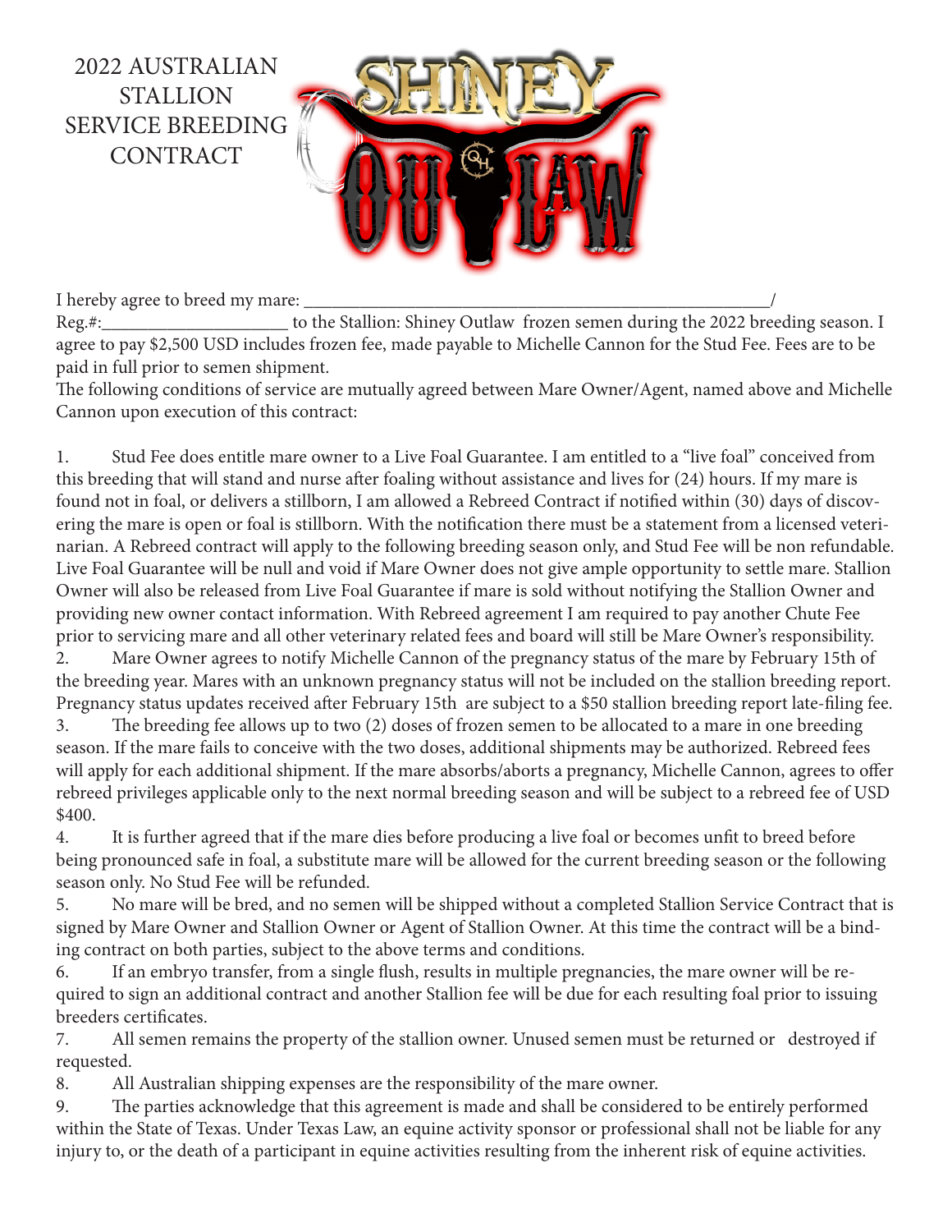# 2022 AUSTRALIAN STALLION SERVICE BREEDING CONTRACT

I hereby agree to breed my mare: _______________________________________________/
Reg.#:____________________ to the Stallion: Shiney Outlaw frozen semen during the 2022 breeding season. I agree to pay $2,500 USD includes frozen fee, made payable to Michelle Cannon for the Stud Fee. Fees are to be paid in full prior to semen shipment.

The following conditions of service are mutually agreed between Mare Owner/Agent, named above and Michelle Cannon upon execution of this contract:

1. Stud Fee does entitle mare owner to a Live Foal Guarantee. I am entitled to a "live foal" conceived from this breeding that will stand and nurse after foaling without assistance and lives for (24) hours. If my mare is found not in foal, or delivers a stillborn, I am allowed a Rebreed Contract if notified within (30) days of discovering the mare is open or foal is stillborn. With the notification there must be a statement from a licensed veterinarian. A Rebreed contract will apply to the following breeding season only, and Stud Fee will be non refundable. Live Foal Guarantee will be null and void if Mare Owner does not give ample opportunity to settle mare. Stallion Owner will also be released from Live Foal Guarantee if mare is sold without notifying the Stallion Owner and providing new owner contact information. With Rebreed agreement I am required to pay another Chute Fee prior to servicing mare and all other veterinary related fees and board will still be Mare Owner's responsibility.
2. Mare Owner agrees to notify Michelle Cannon of the pregnancy status of the mare by February 15th of the breeding year. Mares with an unknown pregnancy status will not be included on the stallion breeding report. Pregnancy status updates received after February 15th are subject to a $50 stallion breeding report late-filing fee.
3. The breeding fee allows up to two (2) doses of frozen semen to be allocated to a mare in one breeding season. If the mare fails to conceive with the two doses, additional shipments may be authorized. Rebreed fees will apply for each additional shipment. If the mare absorbs/aborts a pregnancy, Michelle Cannon, agrees to offer rebreed privileges applicable only to the next normal breeding season and will be subject to a rebreed fee of USD $400.
4. It is further agreed that if the mare dies before producing a live foal or becomes unfit to breed before being pronounced safe in foal, a substitute mare will be allowed for the current breeding season or the following season only. No Stud Fee will be refunded.
5. No mare will be bred, and no semen will be shipped without a completed Stallion Service Contract that is signed by Mare Owner and Stallion Owner or Agent of Stallion Owner. At this time the contract will be a binding contract on both parties, subject to the above terms and conditions.
6. If an embryo transfer, from a single flush, results in multiple pregnancies, the mare owner will be required to sign an additional contract and another Stallion fee will be due for each resulting foal prior to issuing breeders certificates.
7. All semen remains the property of the stallion owner. Unused semen must be returned or destroyed if requested.
8. All Australian shipping expenses are the responsibility of the mare owner.
9. The parties acknowledge that this agreement is made and shall be considered to be entirely performed within the State of Texas. Under Texas Law, an equine activity sponsor or professional shall not be liable for any injury to, or the death of a participant in equine activities resulting from the inherent risk of equine activities.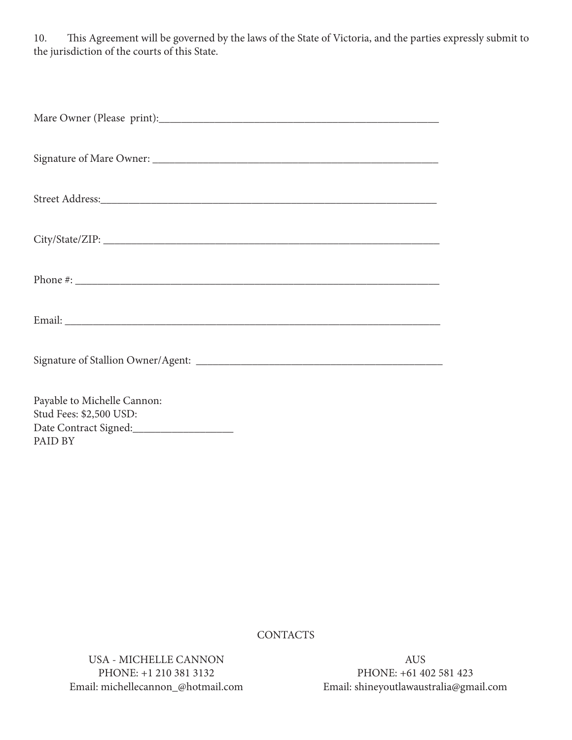10. This Agreement will be governed by the laws of the State of Victoria, and the parties expressly submit to the jurisdiction of the courts of this State.

Mare Owner (Please print):_____________________________________________________

Signature of Mare Owner: _____________________________________________________

Street Address:______________________________________________________________

City/State/ZIP: ______________________________________________________________

Phone #: ___________________________________________________________________

Email: _____________________________________________________________________

Signature of Stallion Owner/Agent: ____________________________________________

Payable to Michelle Cannon:
Stud Fees: $2,500 USD:
Date Contract Signed:_________________
PAID BY

CONTACTS

USA - MICHELLE CANNON
PHONE: +1 210 381 3132
Email: michellecannon_@hotmail.com

AUS
PHONE: +61 402 581 423
Email: shineyoutlawaustralia@gmail.com